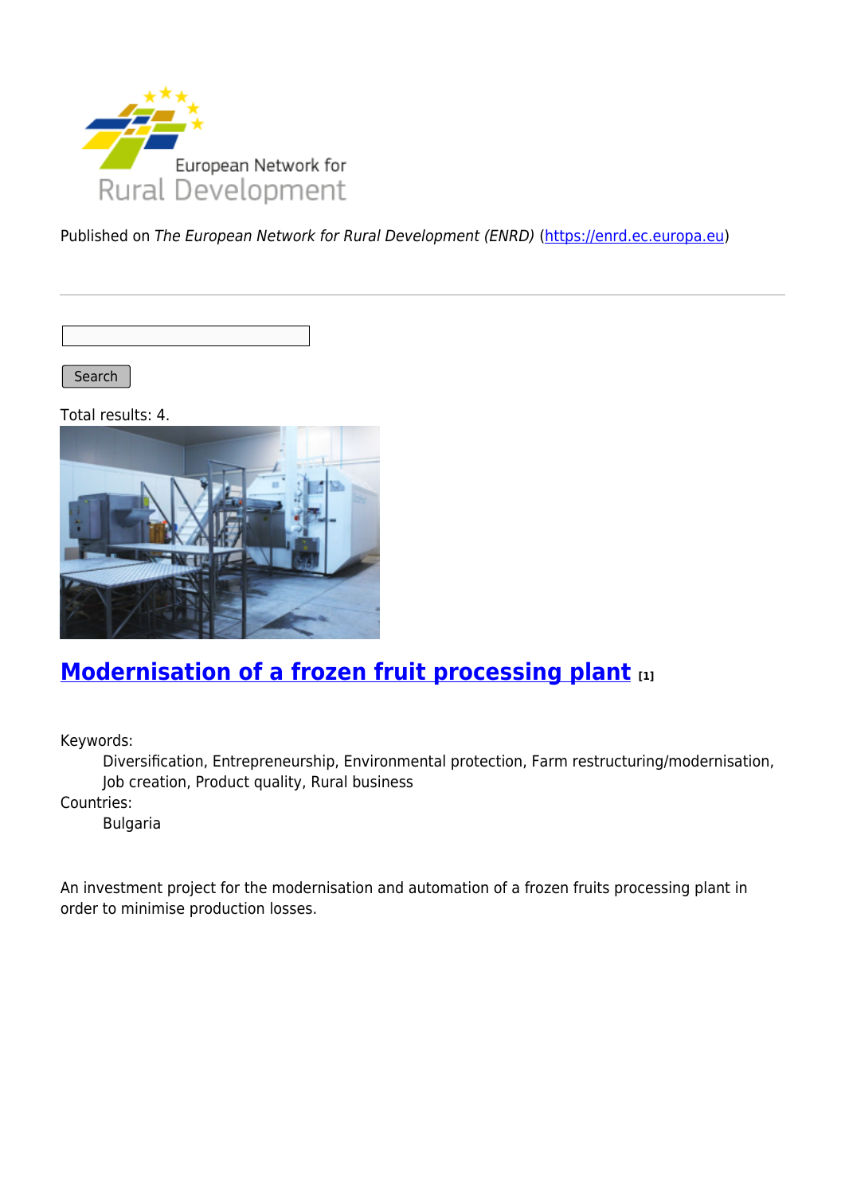Published on *The European Network for Rural Development (ENRD)* (https://enrd.ec.europa.eu)

Search

Total results: 4.

## Modernisation of a frozen fruit processing plant [1]

Keywords:
: Diversification, Entrepreneurship, Environmental protection, Farm restructuring/modernisation, Job creation, Product quality, Rural business

Countries:
: Bulgaria

An investment project for the modernisation and automation of a frozen fruits processing plant in order to minimise production losses.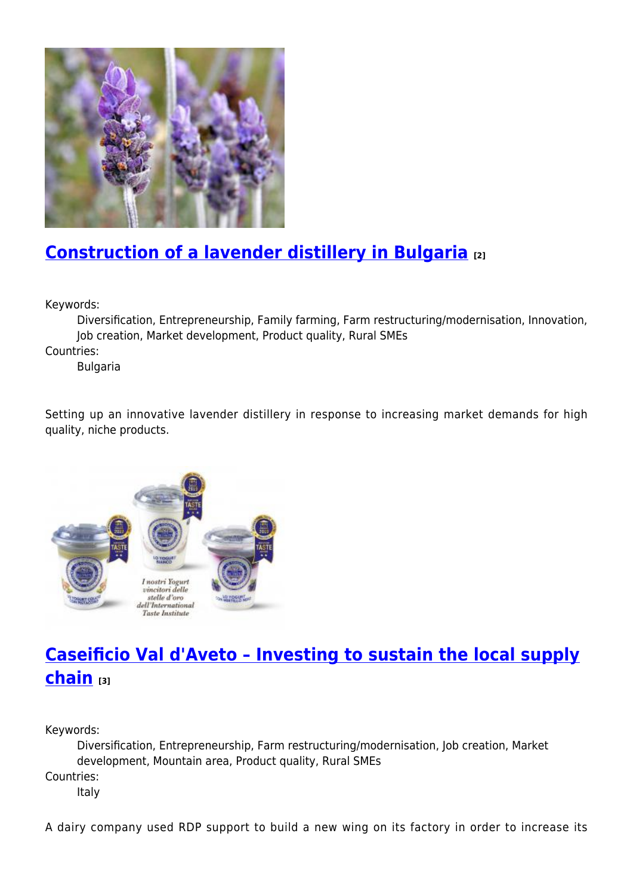## [Construction of a lavender distillery in Bulgaria [2]]

Keywords:
: Diversification, Entrepreneurship, Family farming, Farm restructuring/modernisation, Innovation, Job creation, Market development, Product quality, Rural SMEs

Countries:
: Bulgaria

Setting up an innovative lavender distillery in response to increasing market demands for high quality, niche products.

## [Caseificio Val d'Aveto – Investing to sustain the local supply chain [3]]

Keywords:
: Diversification, Entrepreneurship, Farm restructuring/modernisation, Job creation, Market development, Mountain area, Product quality, Rural SMEs

Countries:
: Italy

A dairy company used RDP support to build a new wing on its factory in order to increase its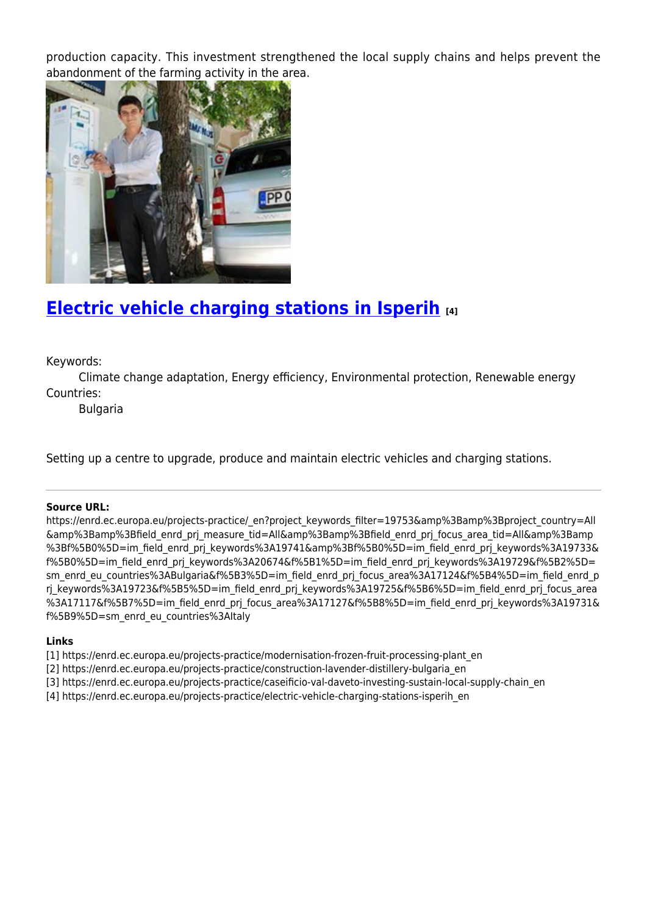production capacity. This investment strengthened the local supply chains and helps prevent the abandonment of the farming activity in the area.

## Electric vehicle charging stations in Isperih [4]

Keywords:

Climate change adaptation, Energy efficiency, Environmental protection, Renewable energy

Countries:

Bulgaria

Setting up a centre to upgrade, produce and maintain electric vehicles and charging stations.

---

**Source URL:**
https://enrd.ec.europa.eu/projects-practice/_en?project_keywords_filter=19753&amp%3Bamp%3Bproject_country=All&amp%3Bamp%3Bfield_enrd_prj_measure_tid=All&amp%3Bamp%3Bfield_enrd_prj_focus_area_tid=All&amp%3Bamp%3Bf%5B0%5D=im_field_enrd_prj_keywords%3A19741&amp%3Bf%5B0%5D=im_field_enrd_prj_keywords%3A19733&f%5B0%5D=im_field_enrd_prj_keywords%3A20674&f%5B1%5D=im_field_enrd_prj_keywords%3A19729&f%5B2%5D=sm_enrd_eu_countries%3ABulgaria&f%5B3%5D=im_field_enrd_prj_focus_area%3A17124&f%5B4%5D=im_field_enrd_prj_keywords%3A19723&f%5B5%5D=im_field_enrd_prj_keywords%3A19725&f%5B6%5D=im_field_enrd_prj_focus_area%3A17117&f%5B7%5D=im_field_enrd_prj_focus_area%3A17127&f%5B8%5D=im_field_enrd_prj_keywords%3A19731&f%5B9%5D=sm_enrd_eu_countries%3AItaly

**Links**

[1] https://enrd.ec.europa.eu/projects-practice/modernisation-frozen-fruit-processing-plant_en
[2] https://enrd.ec.europa.eu/projects-practice/construction-lavender-distillery-bulgaria_en
[3] https://enrd.ec.europa.eu/projects-practice/caseificio-val-daveto-investing-sustain-local-supply-chain_en
[4] https://enrd.ec.europa.eu/projects-practice/electric-vehicle-charging-stations-isperih_en